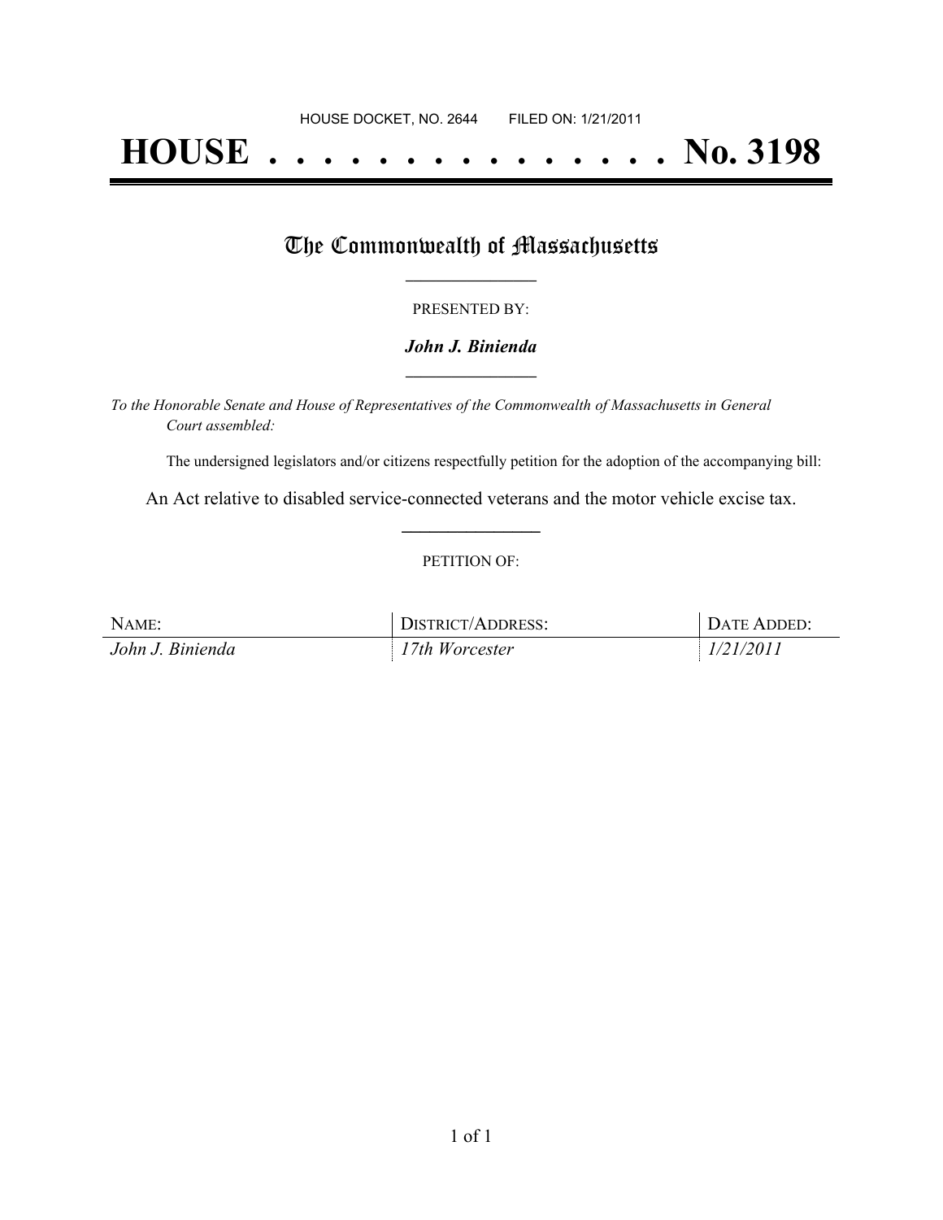HOUSE DOCKET, NO. 2644 FILED ON: 1/21/2011

# HOUSE . . . . . . . . . . . . . . . No. 3198

## The Commonwealth of Massachusetts

PRESENTED BY:

***John J. Binienda***

*To the Honorable Senate and House of Representatives of the Commonwealth of Massachusetts in General Court assembled:*

The undersigned legislators and/or citizens respectfully petition for the adoption of the accompanying bill:

An Act relative to disabled service-connected veterans and the motor vehicle excise tax.

PETITION OF:

| NAME: | DISTRICT/ADDRESS: | DATE ADDED: |
| --- | --- | --- |
| *John J. Binienda* | *17th Worcester* | *1/21/2011* |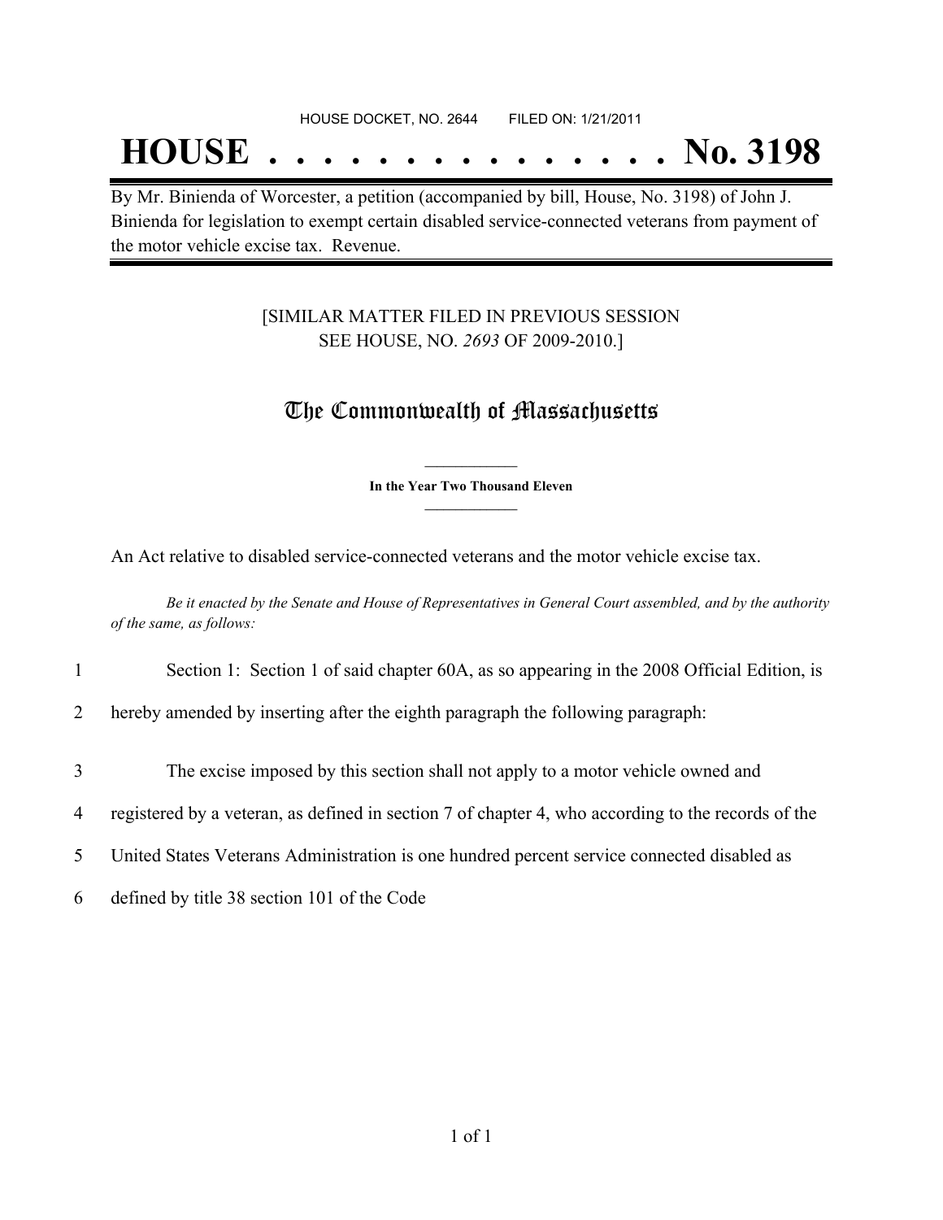HOUSE DOCKET, NO. 2644 FILED ON: 1/21/2011

# HOUSE . . . . . . . . . . . . . . . No. 3198

By Mr. Binienda of Worcester, a petition (accompanied by bill, House, No. 3198) of John J. Binienda for legislation to exempt certain disabled service-connected veterans from payment of the motor vehicle excise tax. Revenue.

[SIMILAR MATTER FILED IN PREVIOUS SESSION SEE HOUSE, NO. *2693* OF 2009-2010.]

## The Commonwealth of Massachusetts

**In the Year Two Thousand Eleven**

An Act relative to disabled service-connected veterans and the motor vehicle excise tax.

*Be it enacted by the Senate and House of Representatives in General Court assembled, and by the authority of the same, as follows:*

1 Section 1: Section 1 of said chapter 60A, as so appearing in the 2008 Official Edition, is
2 hereby amended by inserting after the eighth paragraph the following paragraph:

3 The excise imposed by this section shall not apply to a motor vehicle owned and
4 registered by a veteran, as defined in section 7 of chapter 4, who according to the records of the
5 United States Veterans Administration is one hundred percent service connected disabled as
6 defined by title 38 section 101 of the Code